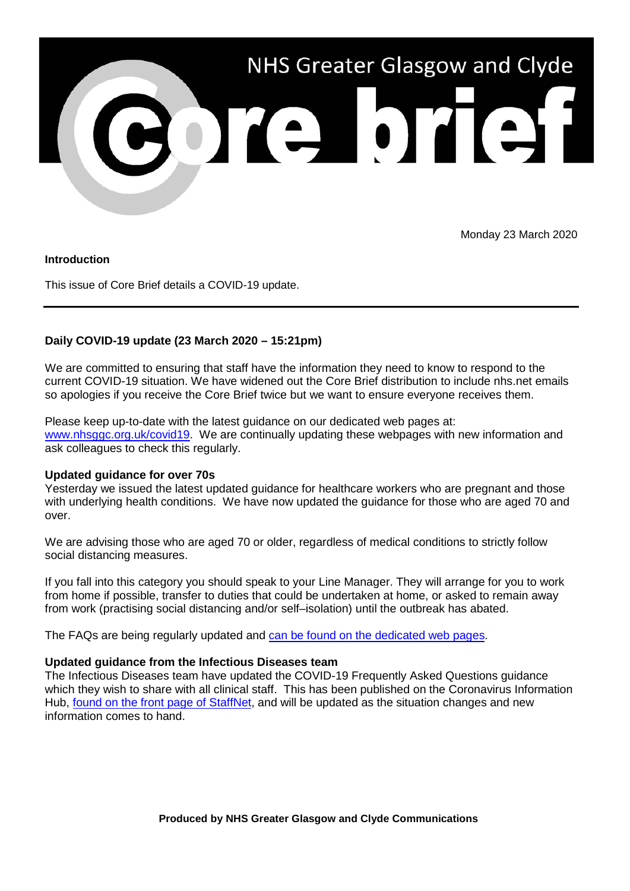# NHS Greater Glasgow and Clyde Core brief

Monday 23 March 2020

**Introduction**

This issue of Core Brief details a COVID-19 update.

---

## Daily COVID-19 update (23 March 2020 – 15:21pm)

We are committed to ensuring that staff have the information they need to know to respond to the current COVID-19 situation. We have widened out the Core Brief distribution to include nhs.net emails so apologies if you receive the Core Brief twice but we want to ensure everyone receives them.

Please keep up-to-date with the latest guidance on our dedicated web pages at: www.nhsggc.org.uk/covid19. We are continually updating these webpages with new information and ask colleagues to check this regularly.

### Updated guidance for over 70s

Yesterday we issued the latest updated guidance for healthcare workers who are pregnant and those with underlying health conditions. We have now updated the guidance for those who are aged 70 and over.

We are advising those who are aged 70 or older, regardless of medical conditions to strictly follow social distancing measures.

If you fall into this category you should speak to your Line Manager. They will arrange for you to work from home if possible, transfer to duties that could be undertaken at home, or asked to remain away from work (practising social distancing and/or self–isolation) until the outbreak has abated.

The FAQs are being regularly updated and can be found on the dedicated web pages.

### Updated guidance from the Infectious Diseases team

The Infectious Diseases team have updated the COVID-19 Frequently Asked Questions guidance which they wish to share with all clinical staff. This has been published on the Coronavirus Information Hub, found on the front page of StaffNet, and will be updated as the situation changes and new information comes to hand.

**Produced by NHS Greater Glasgow and Clyde Communications**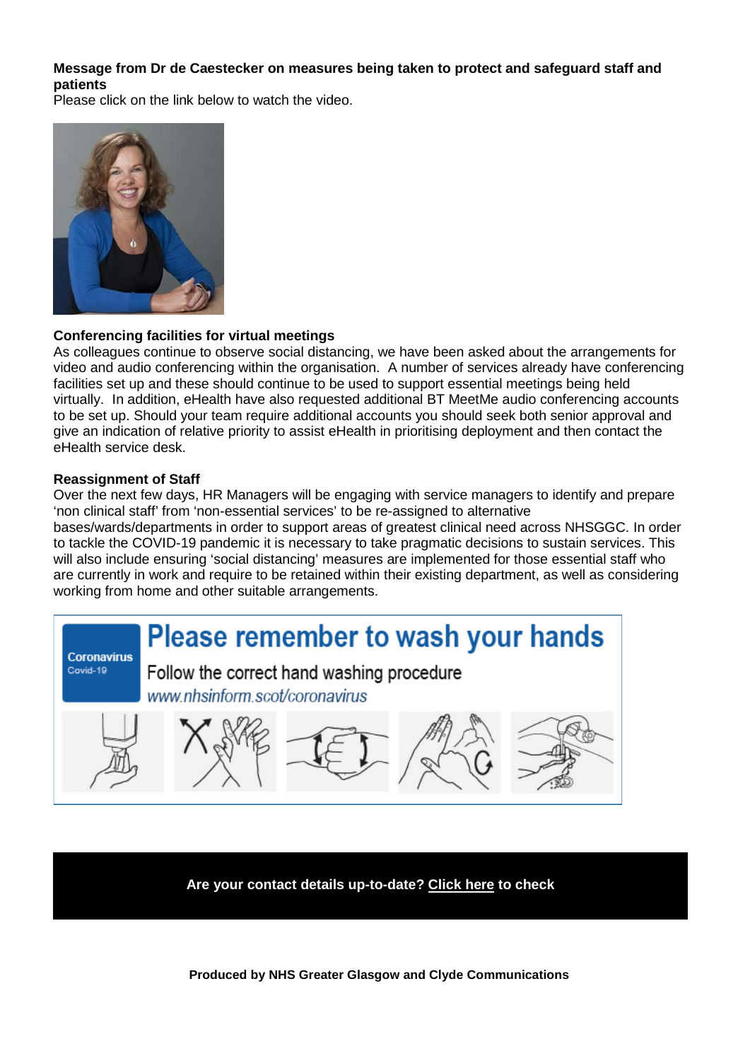**Message from Dr de Caestecker on measures being taken to protect and safeguard staff and patients**
Please click on the link below to watch the video.

**Conferencing facilities for virtual meetings**
As colleagues continue to observe social distancing, we have been asked about the arrangements for video and audio conferencing within the organisation. A number of services already have conferencing facilities set up and these should continue to be used to support essential meetings being held virtually. In addition, eHealth have also requested additional BT MeetMe audio conferencing accounts to be set up. Should your team require additional accounts you should seek both senior approval and give an indication of relative priority to assist eHealth in prioritising deployment and then contact the eHealth service desk.

**Reassignment of Staff**
Over the next few days, HR Managers will be engaging with service managers to identify and prepare 'non clinical staff' from 'non-essential services' to be re-assigned to alternative bases/wards/departments in order to support areas of greatest clinical need across NHSGGC. In order to tackle the COVID-19 pandemic it is necessary to take pragmatic decisions to sustain services. This will also include ensuring 'social distancing' measures are implemented for those essential staff who are currently in work and require to be retained within their existing department, as well as considering working from home and other suitable arrangements.

Coronavirus
Covid-19

**Please remember to wash your hands**

Follow the correct hand washing procedure

*www.nhsinform.scot/coronavirus*

**Are your contact details up-to-date? Click here to check**

**Produced by NHS Greater Glasgow and Clyde Communications**